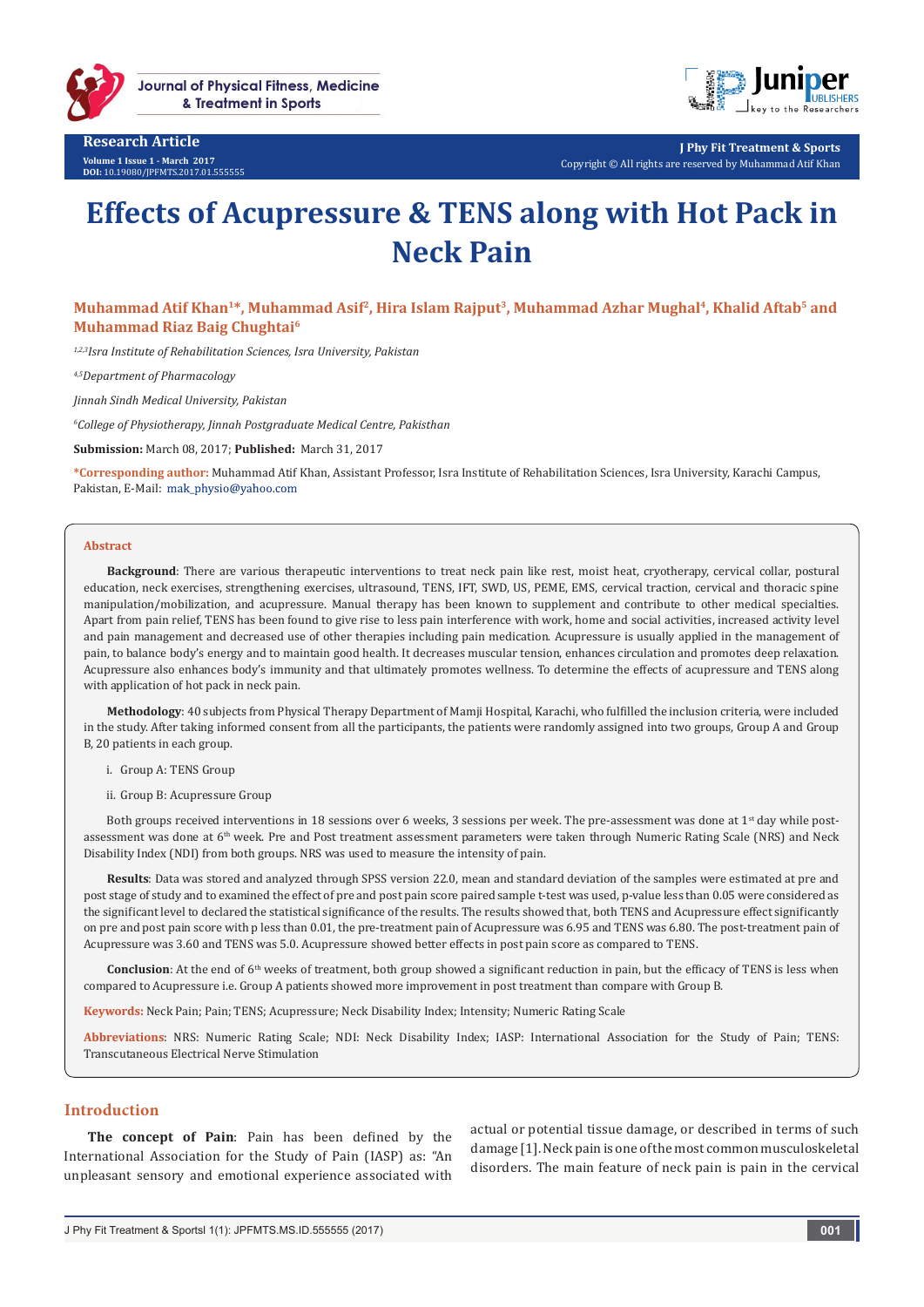Research Article

Volume 1 Issue 1 - March 2017
DOI: 10.19080/JPFMTS.2017.01.555555

# Effects of Acupressure & TENS along with Hot Pack in Neck Pain

**Muhammad Atif Khan[1]*, Muhammad Asif[2], Hira Islam Rajput[3], Muhammad Azhar Mughal[4], Khalid Aftab[5] and Muhammad Riaz Baig Chughtai[6]**

*[1,2,3]Isra Institute of Rehabilitation Sciences, Isra University, Pakistan*

*[4,5]Department of Pharmacology*

*Jinnah Sindh Medical University, Pakistan*

*[6]College of Physiotherapy, Jinnah Postgraduate Medical Centre, Pakisthan*

**Submission:** March 08, 2017; **Published:** March 31, 2017

**\*Corresponding author:** Muhammad Atif Khan, Assistant Professor, Isra Institute of Rehabilitation Sciences, Isra University, Karachi Campus, Pakistan, E-Mail: mak_physio@yahoo.com

## Abstract

**Background**: There are various therapeutic interventions to treat neck pain like rest, moist heat, cryotherapy, cervical collar, postural education, neck exercises, strengthening exercises, ultrasound, TENS, IFT, SWD, US, PEME, EMS, cervical traction, cervical and thoracic spine manipulation/mobilization, and acupressure. Manual therapy has been known to supplement and contribute to other medical specialties. Apart from pain relief, TENS has been found to give rise to less pain interference with work, home and social activities, increased activity level and pain management and decreased use of other therapies including pain medication. Acupressure is usually applied in the management of pain, to balance body's energy and to maintain good health. It decreases muscular tension, enhances circulation and promotes deep relaxation. Acupressure also enhances body's immunity and that ultimately promotes wellness. To determine the effects of acupressure and TENS along with application of hot pack in neck pain.

**Methodology**: 40 subjects from Physical Therapy Department of Mamji Hospital, Karachi, who fulfilled the inclusion criteria, were included in the study. After taking informed consent from all the participants, the patients were randomly assigned into two groups, Group A and Group B, 20 patients in each group.

i. Group A: TENS Group

ii. Group B: Acupressure Group

Both groups received interventions in 18 sessions over 6 weeks, 3 sessions per week. The pre-assessment was done at 1st day while post-assessment was done at 6th week. Pre and Post treatment assessment parameters were taken through Numeric Rating Scale (NRS) and Neck Disability Index (NDI) from both groups. NRS was used to measure the intensity of pain.

**Results**: Data was stored and analyzed through SPSS version 22.0, mean and standard deviation of the samples were estimated at pre and post stage of study and to examined the effect of pre and post pain score paired sample t-test was used, p-value less than 0.05 were considered as the significant level to declared the statistical significance of the results. The results showed that, both TENS and Acupressure effect significantly on pre and post pain score with p less than 0.01, the pre-treatment pain of Acupressure was 6.95 and TENS was 6.80. The post-treatment pain of Acupressure was 3.60 and TENS was 5.0. Acupressure showed better effects in post pain score as compared to TENS.

**Conclusion**: At the end of 6th weeks of treatment, both group showed a significant reduction in pain, but the efficacy of TENS is less when compared to Acupressure i.e. Group A patients showed more improvement in post treatment than compare with Group B.

**Keywords:** Neck Pain; Pain; TENS; Acupressure; Neck Disability Index; Intensity; Numeric Rating Scale

**Abbreviations**: NRS: Numeric Rating Scale; NDI: Neck Disability Index; IASP: International Association for the Study of Pain; TENS: Transcutaneous Electrical Nerve Stimulation

## Introduction

**The concept of Pain**: Pain has been defined by the International Association for the Study of Pain (IASP) as: "An unpleasant sensory and emotional experience associated with actual or potential tissue damage, or described in terms of such damage [1]. Neck pain is one of the most common musculoskeletal disorders. The main feature of neck pain is pain in the cervical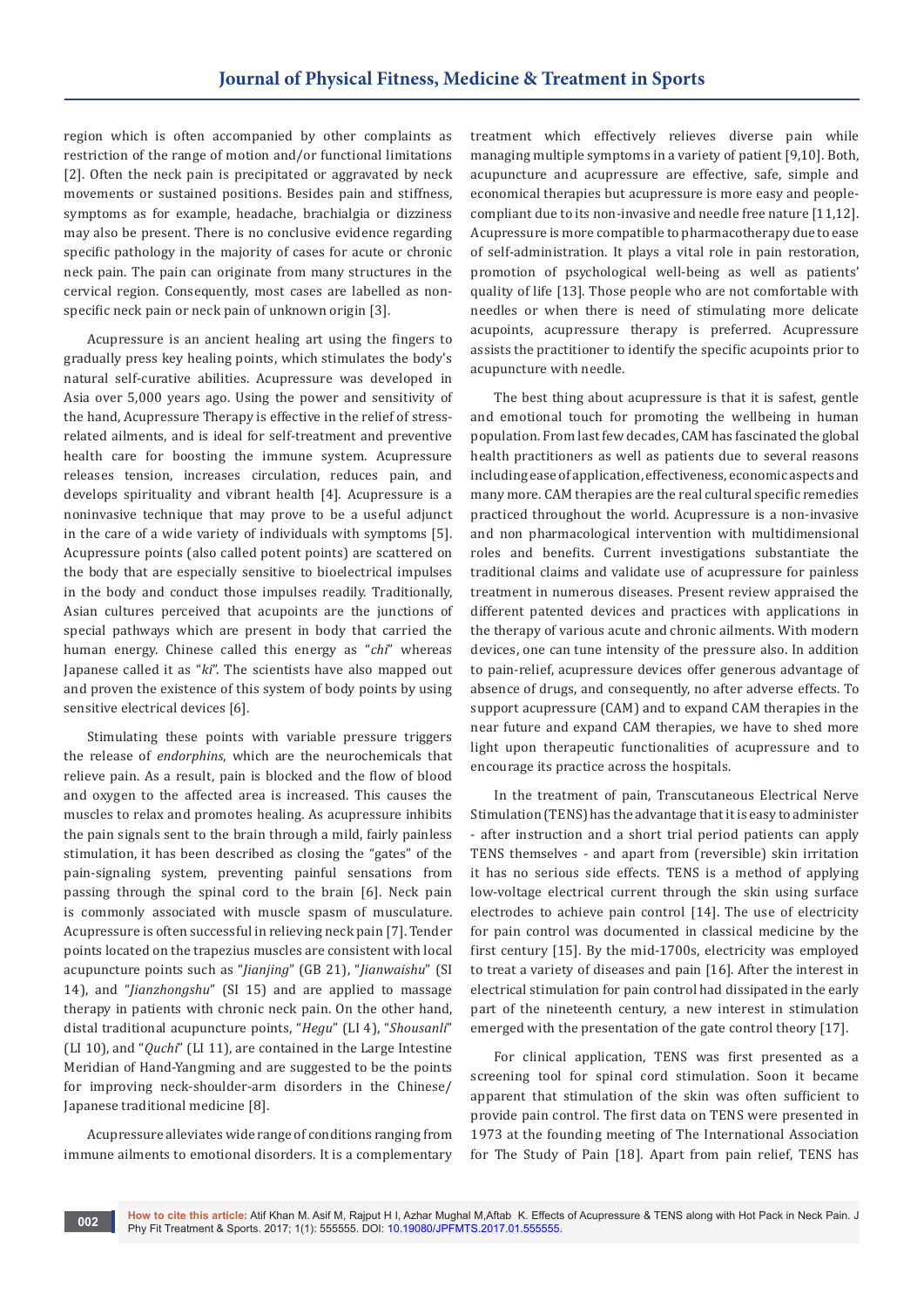region which is often accompanied by other complaints as restriction of the range of motion and/or functional limitations [2]. Often the neck pain is precipitated or aggravated by neck movements or sustained positions. Besides pain and stiffness, symptoms as for example, headache, brachialgia or dizziness may also be present. There is no conclusive evidence regarding specific pathology in the majority of cases for acute or chronic neck pain. The pain can originate from many structures in the cervical region. Consequently, most cases are labelled as non-specific neck pain or neck pain of unknown origin [3].

Acupressure is an ancient healing art using the fingers to gradually press key healing points, which stimulates the body's natural self-curative abilities. Acupressure was developed in Asia over 5,000 years ago. Using the power and sensitivity of the hand, Acupressure Therapy is effective in the relief of stress-related ailments, and is ideal for self-treatment and preventive health care for boosting the immune system. Acupressure releases tension, increases circulation, reduces pain, and develops spirituality and vibrant health [4]. Acupressure is a noninvasive technique that may prove to be a useful adjunct in the care of a wide variety of individuals with symptoms [5]. Acupressure points (also called potent points) are scattered on the body that are especially sensitive to bioelectrical impulses in the body and conduct those impulses readily. Traditionally, Asian cultures perceived that acupoints are the junctions of special pathways which are present in body that carried the human energy. Chinese called this energy as "*chi*" whereas Japanese called it as "*ki*". The scientists have also mapped out and proven the existence of this system of body points by using sensitive electrical devices [6].

Stimulating these points with variable pressure triggers the release of *endorphins*, which are the neurochemicals that relieve pain. As a result, pain is blocked and the flow of blood and oxygen to the affected area is increased. This causes the muscles to relax and promotes healing. As acupressure inhibits the pain signals sent to the brain through a mild, fairly painless stimulation, it has been described as closing the "gates" of the pain-signaling system, preventing painful sensations from passing through the spinal cord to the brain [6]. Neck pain is commonly associated with muscle spasm of musculature. Acupressure is often successful in relieving neck pain [7]. Tender points located on the trapezius muscles are consistent with local acupuncture points such as "*Jianjing*" (GB 21), "*Jianwaishu*" (SI 14), and "*Jianzhongshu*" (SI 15) and are applied to massage therapy in patients with chronic neck pain. On the other hand, distal traditional acupuncture points, "*Hegu*" (LI 4), "*Shousanli*" (LI 10), and "*Quchi*" (LI 11), are contained in the Large Intestine Meridian of Hand-Yangming and are suggested to be the points for improving neck-shoulder-arm disorders in the Chinese/Japanese traditional medicine [8].

Acupressure alleviates wide range of conditions ranging from immune ailments to emotional disorders. It is a complementary treatment which effectively relieves diverse pain while managing multiple symptoms in a variety of patient [9,10]. Both, acupuncture and acupressure are effective, safe, simple and economical therapies but acupressure is more easy and people-compliant due to its non-invasive and needle free nature [11,12]. Acupressure is more compatible to pharmacotherapy due to ease of self-administration. It plays a vital role in pain restoration, promotion of psychological well-being as well as patients' quality of life [13]. Those people who are not comfortable with needles or when there is need of stimulating more delicate acupoints, acupressure therapy is preferred. Acupressure assists the practitioner to identify the specific acupoints prior to acupuncture with needle.

The best thing about acupressure is that it is safest, gentle and emotional touch for promoting the wellbeing in human population. From last few decades, CAM has fascinated the global health practitioners as well as patients due to several reasons including ease of application, effectiveness, economic aspects and many more. CAM therapies are the real cultural specific remedies practiced throughout the world. Acupressure is a non-invasive and non pharmacological intervention with multidimensional roles and benefits. Current investigations substantiate the traditional claims and validate use of acupressure for painless treatment in numerous diseases. Present review appraised the different patented devices and practices with applications in the therapy of various acute and chronic ailments. With modern devices, one can tune intensity of the pressure also. In addition to pain-relief, acupressure devices offer generous advantage of absence of drugs, and consequently, no after adverse effects. To support acupressure (CAM) and to expand CAM therapies in the near future and expand CAM therapies, we have to shed more light upon therapeutic functionalities of acupressure and to encourage its practice across the hospitals.

In the treatment of pain, Transcutaneous Electrical Nerve Stimulation (TENS) has the advantage that it is easy to administer - after instruction and a short trial period patients can apply TENS themselves - and apart from (reversible) skin irritation it has no serious side effects. TENS is a method of applying low-voltage electrical current through the skin using surface electrodes to achieve pain control [14]. The use of electricity for pain control was documented in classical medicine by the first century [15]. By the mid-1700s, electricity was employed to treat a variety of diseases and pain [16]. After the interest in electrical stimulation for pain control had dissipated in the early part of the nineteenth century, a new interest in stimulation emerged with the presentation of the gate control theory [17].

For clinical application, TENS was first presented as a screening tool for spinal cord stimulation. Soon it became apparent that stimulation of the skin was often sufficient to provide pain control. The first data on TENS were presented in 1973 at the founding meeting of The International Association for The Study of Pain [18]. Apart from pain relief, TENS has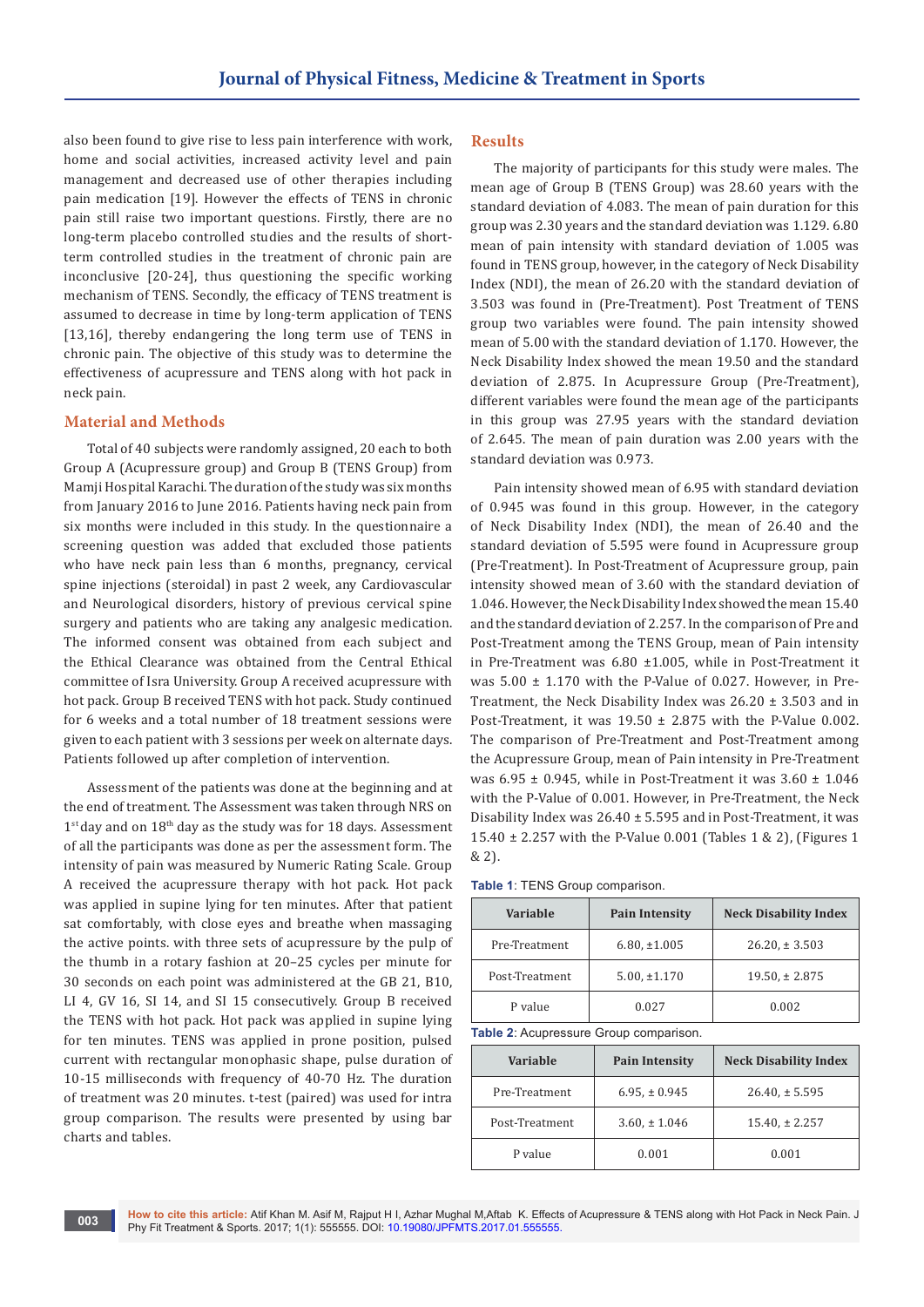also been found to give rise to less pain interference with work, home and social activities, increased activity level and pain management and decreased use of other therapies including pain medication [19]. However the effects of TENS in chronic pain still raise two important questions. Firstly, there are no long-term placebo controlled studies and the results of short-term controlled studies in the treatment of chronic pain are inconclusive [20-24], thus questioning the specific working mechanism of TENS. Secondly, the efficacy of TENS treatment is assumed to decrease in time by long-term application of TENS [13,16], thereby endangering the long term use of TENS in chronic pain. The objective of this study was to determine the effectiveness of acupressure and TENS along with hot pack in neck pain.

## Material and Methods

Total of 40 subjects were randomly assigned, 20 each to both Group A (Acupressure group) and Group B (TENS Group) from Mamji Hospital Karachi. The duration of the study was six months from January 2016 to June 2016. Patients having neck pain from six months were included in this study. In the questionnaire a screening question was added that excluded those patients who have neck pain less than 6 months, cervical spine injections (steroidal) in past 2 week, any Cardiovascular and Neurological disorders, history of previous cervical spine surgery and patients who are taking any analgesic medication. The informed consent was obtained from each subject and the Ethical Clearance was obtained from the Central Ethical committee of Isra University. Group A received acupressure with hot pack. Group B received TENS with hot pack. Study continued for 6 weeks and a total number of 18 treatment sessions were given to each patient with 3 sessions per week on alternate days. Patients followed up after completion of intervention.

Assessment of the patients was done at the beginning and at the end of treatment. The Assessment was taken through NRS on 1st day and on 18th day as the study was for 18 days. Assessment of all the participants was done as per the assessment form. The intensity of pain was measured by Numeric Rating Scale. Group A received the acupressure therapy with hot pack. Hot pack was applied in supine lying for ten minutes. After that patient sat comfortably, with close eyes and breathe when massaging the active points. with three sets of acupressure by the pulp of the thumb in a rotary fashion at 20–25 cycles per minute for 30 seconds on each point was administered at the GB 21, B10, LI 4, GV 16, SI 14, and SI 15 consecutively. Group B received the TENS with hot pack. Hot pack was applied in supine lying for ten minutes. TENS was applied in prone position, pulsed current with rectangular monophasic shape, pulse duration of 10-15 milliseconds with frequency of 40-70 Hz. The duration of treatment was 20 minutes. t-test (paired) was used for intra group comparison. The results were presented by using bar charts and tables.

## Results

The majority of participants for this study were males. The mean age of Group B (TENS Group) was 28.60 years with the standard deviation of 4.083. The mean of pain duration for this group was 2.30 years and the standard deviation was 1.129. 6.80 mean of pain intensity with standard deviation of 1.005 was found in TENS group, however, in the category of Neck Disability Index (NDI), the mean of 26.20 with the standard deviation of 3.503 was found in (Pre-Treatment). Post Treatment of TENS group two variables were found. The pain intensity showed mean of 5.00 with the standard deviation of 1.170. However, the Neck Disability Index showed the mean 19.50 and the standard deviation of 2.875. In Acupressure Group (Pre-Treatment), different variables were found the mean age of the participants in this group was 27.95 years with the standard deviation of 2.645. The mean of pain duration was 2.00 years with the standard deviation was 0.973.

Pain intensity showed mean of 6.95 with standard deviation of 0.945 was found in this group. However, in the category of Neck Disability Index (NDI), the mean of 26.40 and the standard deviation of 5.595 were found in Acupressure group (Pre-Treatment). In Post-Treatment of Acupressure group, pain intensity showed mean of 3.60 with the standard deviation of 1.046. However, the Neck Disability Index showed the mean 15.40 and the standard deviation of 2.257. In the comparison of Pre and Post-Treatment among the TENS Group, mean of Pain intensity in Pre-Treatment was 6.80 ±1.005, while in Post-Treatment it was 5.00 ± 1.170 with the P-Value of 0.027. However, in Pre-Treatment, the Neck Disability Index was 26.20 ± 3.503 and in Post-Treatment, it was 19.50 ± 2.875 with the P-Value 0.002. The comparison of Pre-Treatment and Post-Treatment among the Acupressure Group, mean of Pain intensity in Pre-Treatment was 6.95 ± 0.945, while in Post-Treatment it was 3.60 ± 1.046 with the P-Value of 0.001. However, in Pre-Treatment, the Neck Disability Index was 26.40 ± 5.595 and in Post-Treatment, it was 15.40 ± 2.257 with the P-Value 0.001 (Tables 1 & 2), (Figures 1 & 2).

**Table 1**: TENS Group comparison.

| Variable | Pain Intensity | Neck Disability Index |
|---|---|---|
| Pre-Treatment | 6.80, ±1.005 | 26.20, ± 3.503 |
| Post-Treatment | 5.00, ±1.170 | 19.50, ± 2.875 |
| P value | 0.027 | 0.002 |

**Table 2**: Acupressure Group comparison.

| Variable | Pain Intensity | Neck Disability Index |
|---|---|---|
| Pre-Treatment | 6.95, ± 0.945 | 26.40, ± 5.595 |
| Post-Treatment | 3.60, ± 1.046 | 15.40, ± 2.257 |
| P value | 0.001 | 0.001 |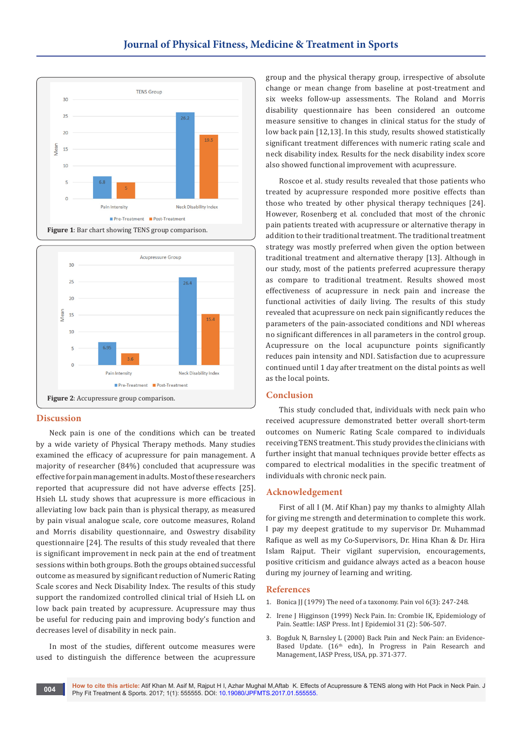Figure 1: Bar chart showing TENS group comparison.

Figure 2: Accupressure group comparison.

## Discussion

Neck pain is one of the conditions which can be treated by a wide variety of Physical Therapy methods. Many studies examined the efficacy of acupressure for pain management. A majority of researcher (84%) concluded that acupressure was effective for pain management in adults. Most of these researchers reported that acupressure did not have adverse effects [25]. Hsieh LL study shows that acupressure is more efficacious in alleviating low back pain than is physical therapy, as measured by pain visual analogue scale, core outcome measures, Roland and Morris disability questionnaire, and Oswestry disability questionnaire [24]. The results of this study revealed that there is significant improvement in neck pain at the end of treatment sessions within both groups. Both the groups obtained successful outcome as measured by significant reduction of Numeric Rating Scale scores and Neck Disability Index. The results of this study support the randomized controlled clinical trial of Hsieh LL on low back pain treated by acupressure. Acupressure may thus be useful for reducing pain and improving body's function and decreases level of disability in neck pain.

In most of the studies, different outcome measures were used to distinguish the difference between the acupressure group and the physical therapy group, irrespective of absolute change or mean change from baseline at post-treatment and six weeks follow-up assessments. The Roland and Morris disability questionnaire has been considered an outcome measure sensitive to changes in clinical status for the study of low back pain [12,13]. In this study, results showed statistically significant treatment differences with numeric rating scale and neck disability index. Results for the neck disability index score also showed functional improvement with acupressure.

Roscoe et al. study results revealed that those patients who treated by acupressure responded more positive effects than those who treated by other physical therapy techniques [24]. However, Rosenberg et al. concluded that most of the chronic pain patients treated with acupressure or alternative therapy in addition to their traditional treatment. The traditional treatment strategy was mostly preferred when given the option between traditional treatment and alternative therapy [13]. Although in our study, most of the patients preferred acupressure therapy as compare to traditional treatment. Results showed most effectiveness of acupressure in neck pain and increase the functional activities of daily living. The results of this study revealed that acupressure on neck pain significantly reduces the parameters of the pain-associated conditions and NDI whereas no significant differences in all parameters in the control group. Acupressure on the local acupuncture points significantly reduces pain intensity and NDI. Satisfaction due to acupressure continued until 1 day after treatment on the distal points as well as the local points.

## Conclusion

This study concluded that, individuals with neck pain who received acupressure demonstrated better overall short-term outcomes on Numeric Rating Scale compared to individuals receiving TENS treatment. This study provides the clinicians with further insight that manual techniques provide better effects as compared to electrical modalities in the specific treatment of individuals with chronic neck pain.

## Acknowledgement

First of all I (M. Atif Khan) pay my thanks to almighty Allah for giving me strength and determination to complete this work. I pay my deepest gratitude to my supervisor Dr. Muhammad Rafique as well as my Co-Supervisors, Dr. Hina Khan & Dr. Hira Islam Rajput. Their vigilant supervision, encouragements, positive criticism and guidance always acted as a beacon house during my journey of learning and writing.

## References

1. Bonica JJ (1979) The need of a taxonomy. Pain vol 6(3): 247-248.
2. Irene J Higginson (1999) Neck Pain. In: Crombie IK, Epidemiology of Pain. Seattle: IASP Press. Int J Epidemiol 31 (2): 506-507.
3. Bogduk N, Barnsley L (2000) Back Pain and Neck Pain: an Evidence-Based Update. (16th edn), In Progress in Pain Research and Management, IASP Press, USA, pp. 371-377.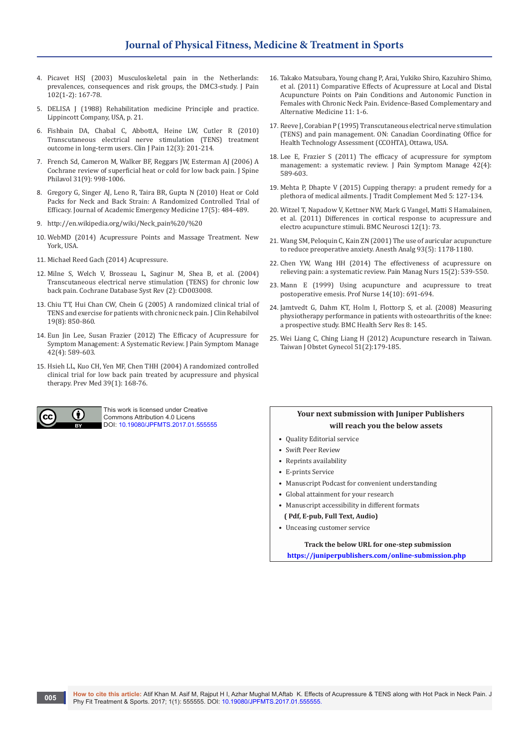4. Picavet HSJ (2003) Musculoskeletal pain in the Netherlands: prevalences, consequences and risk groups, the DMC3-study. J Pain 102(1-2): 167-78.
5. DELISA J (1988) Rehabilitation medicine Principle and practice. Lippincott Company, USA, p. 21.
6. Fishbain DA, Chabal C, AbbottA, Heine LW, Cutler R (2010) Transcutaneous electrical nerve stimulation (TENS) treatment outcome in long-term users. Clin J Pain 12(3): 201-214.
7. French Sd, Cameron M, Walker BF, Reggars JW, Esterman AJ (2006) A Cochrane review of superficial heat or cold for low back pain. J Spine Philavol 31(9): 998-1006.
8. Gregory G, Singer AJ, Leno R, Taira BR, Gupta N (2010) Heat or Cold Packs for Neck and Back Strain: A Randomized Controlled Trial of Efficacy. Journal of Academic Emergency Medicine 17(5): 484-489.
9. http://en.wikipedia.org/wiki/Neck_pain%20/%20
10. WebMD (2014) Acupressure Points and Massage Treatment. New York, USA.
11. Michael Reed Gach (2014) Acupressure.
12. Milne S, Welch V, Brosseau L, Saginur M, Shea B, et al. (2004) Transcutaneous electrical nerve stimulation (TENS) for chronic low back pain. Cochrane Database Syst Rev (2): CD003008.
13. Chiu TT, Hui Chan CW, Chein G (2005) A randomized clinical trial of TENS and exercise for patients with chronic neck pain. J Clin Rehabilvol 19(8): 850-860.
14. Eun Jin Lee, Susan Frazier (2012) The Efficacy of Acupressure for Symptom Management: A Systematic Review. J Pain Symptom Manage 42(4): 589-603.
15. Hsieh LL, Kuo CH, Yen MF, Chen THH (2004) A randomized controlled clinical trial for low back pain treated by acupressure and physical therapy. Prev Med 39(1): 168-76.
16. Takako Matsubara, Young chang P, Arai, Yukiko Shiro, Kazuhiro Shimo, et al. (2011) Comparative Effects of Acupressure at Local and Distal Acupuncture Points on Pain Conditions and Autonomic Function in Females with Chronic Neck Pain. Evidence-Based Complementary and Alternative Medicine 11: 1-6.
17. Reeve J, Corabian P (1995) Transcutaneous electrical nerve stimulation (TENS) and pain management. ON: Canadian Coordinating Office for Health Technology Assessment (CCOHTA), Ottawa, USA.
18. Lee E, Frazier S (2011) The efficacy of acupressure for symptom management: a systematic review. J Pain Symptom Manage 42(4): 589-603.
19. Mehta P, Dhapte V (2015) Cupping therapy: a prudent remedy for a plethora of medical ailments. J Tradit Complement Med 5: 127-134.
20. Witzel T, Napadow V, Kettner NW, Mark G Vangel, Matti S Hamalainen, et al. (2011) Differences in cortical response to acupressure and electro acupuncture stimuli. BMC Neurosci 12(1): 73.
21. Wang SM, Peloquin C, Kain ZN (2001) The use of auricular acupuncture to reduce preoperative anxiety. Anesth Analg 93(5): 1178-1180.
22. Chen YW, Wang HH (2014) The effectiveness of acupressure on relieving pain: a systematic review. Pain Manag Nurs 15(2): 539-550.
23. Mann E (1999) Using acupuncture and acupressure to treat postoperative emesis. Prof Nurse 14(10): 691-694.
24. Jamtvedt G, Dahm KT, Holm I, Flottorp S, et al. (2008) Measuring physiotherapy performance in patients with osteoarthritis of the knee: a prospective study. BMC Health Serv Res 8: 145.
25. Wei Liang C, Ching Liang H (2012) Acupuncture research in Taiwan. Taiwan J Obstet Gynecol 51(2):179-185.

This work is licensed under Creative Commons Attribution 4.0 Licens
DOI: 10.19080/JPFMTS.2017.01.555555

**Your next submission with Juniper Publishers will reach you the below assets**

- Quality Editorial service
- Swift Peer Review
- Reprints availability
- E-prints Service
- Manuscript Podcast for convenient understanding
- Global attainment for your research
- Manuscript accessibility in different formats
  **( Pdf, E-pub, Full Text, Audio)**
- Unceasing customer service

**Track the below URL for one-step submission**
**https://juniperpublishers.com/online-submission.php**

**How to cite this article:** Atif Khan M. Asif M, Rajput H I, Azhar Mughal M,Aftab K. Effects of Acupressure & TENS along with Hot Pack in Neck Pain. J Phy Fit Treatment & Sports. 2017; 1(1): 555555. DOI: 10.19080/JPFMTS.2017.01.555555.